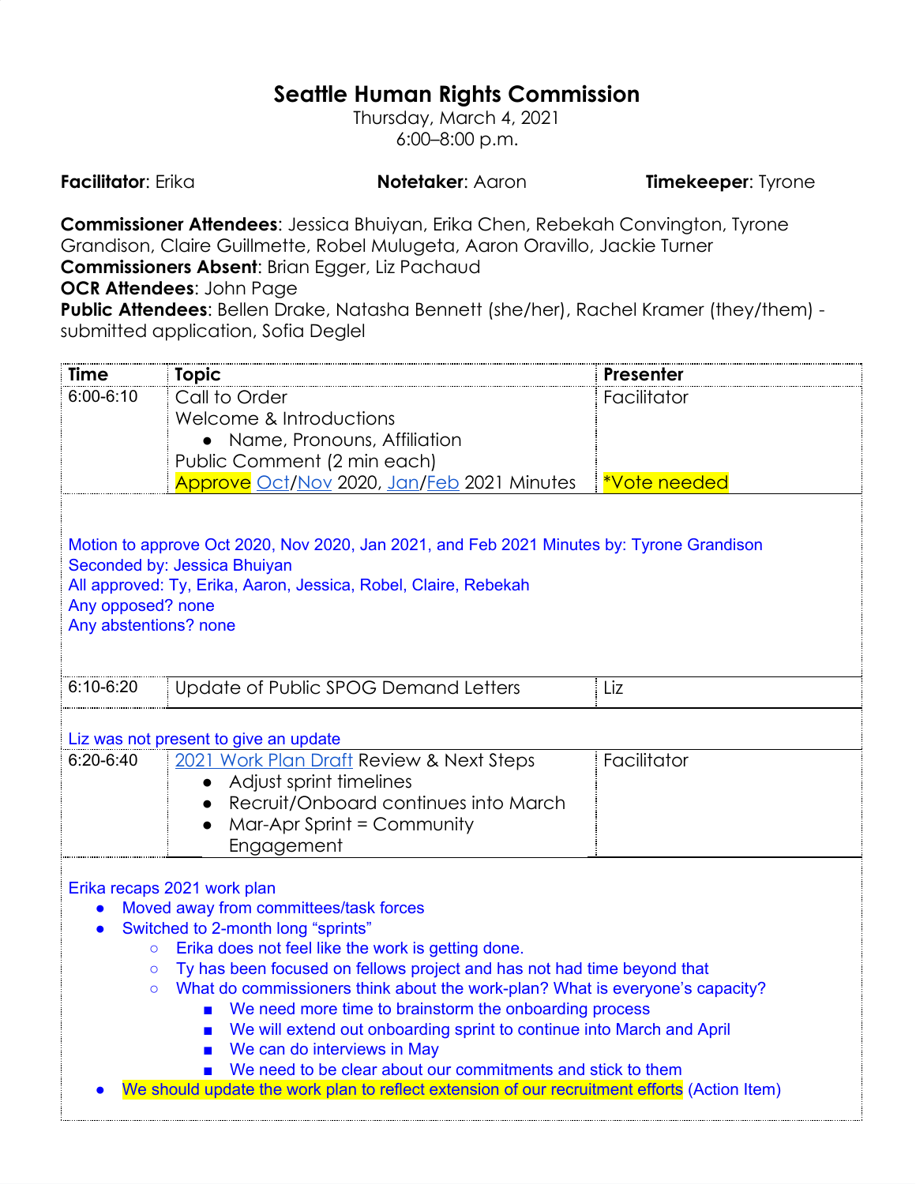# Seattle Human Rights Commission

Thursday, March 4, 2021
6:00–8:00 p.m.

**Facilitator**: Erika **Notetaker**: Aaron **Timekeeper**: Tyrone

**Commissioner Attendees**: Jessica Bhuiyan, Erika Chen, Rebekah Convington, Tyrone Grandison, Claire Guillmette, Robel Mulugeta, Aaron Oravillo, Jackie Turner
**Commissioners Absent**: Brian Egger, Liz Pachaud
**OCR Attendees**: John Page
**Public Attendees**: Bellen Drake, Natasha Bennett (she/her), Rachel Kramer (they/them) - submitted application, Sofia Deglel

| Time | Topic | Presenter |
|---|---|---|
| 6:00-6:10 | Call to Order<br>Welcome & Introductions<br>• Name, Pronouns, Affiliation<br>Public Comment (2 min each)<br>Approve Oct/Nov 2020, Jan/Feb 2021 Minutes | Facilitator<br><br><br><br>*Vote needed |

Motion to approve Oct 2020, Nov 2020, Jan 2021, and Feb 2021 Minutes by: Tyrone Grandison
Seconded by: Jessica Bhuiyan
All approved: Ty, Erika, Aaron, Jessica, Robel, Claire, Rebekah
Any opposed? none
Any abstentions? none

| Time | Topic | Presenter |
|---|---|---|
| 6:10-6:20 | Update of Public SPOG Demand Letters | Liz |

Liz was not present to give an update

| Time | Topic | Presenter |
|---|---|---|
| 6:20-6:40 | 2021 Work Plan Draft Review & Next Steps<br>• Adjust sprint timelines<br>• Recruit/Onboard continues into March<br>• Mar-Apr Sprint = Community Engagement | Facilitator |

Erika recaps 2021 work plan

- Moved away from committees/task forces
- Switched to 2-month long "sprints"
  - Erika does not feel like the work is getting done.
  - Ty has been focused on fellows project and has not had time beyond that
  - What do commissioners think about the work-plan? What is everyone's capacity?
    - We need more time to brainstorm the onboarding process
    - We will extend out onboarding sprint to continue into March and April
    - We can do interviews in May
    - We need to be clear about our commitments and stick to them
- We should update the work plan to reflect extension of our recruitment efforts (Action Item)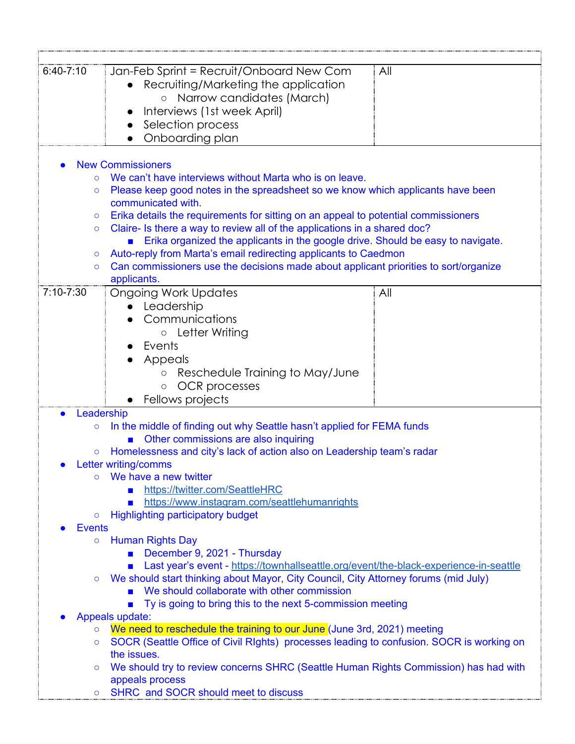| | | |
|---|---|---|
| 6:40-7:10 | Jan-Feb Sprint = Recruit/Onboard New Com<br>• Recruiting/Marketing the application<br>  ○ Narrow candidates (March)<br>• Interviews (1st week April)<br>• Selection process<br>• Onboarding plan | All |

- New Commissioners
  - We can't have interviews without Marta who is on leave.
  - Please keep good notes in the spreadsheet so we know which applicants have been communicated with.
  - Erika details the requirements for sitting on an appeal to potential commissioners
  - Claire- Is there a way to review all of the applications in a shared doc?
    - Erika organized the applicants in the google drive. Should be easy to navigate.
  - Auto-reply from Marta's email redirecting applicants to Caedmon
  - Can commissioners use the decisions made about applicant priorities to sort/organize applicants.

| | | |
|---|---|---|
| 7:10-7:30 | Ongoing Work Updates<br>• Leadership<br>• Communications<br>  ○ Letter Writing<br>• Events<br>• Appeals<br>  ○ Reschedule Training to May/June<br>  ○ OCR processes<br>• Fellows projects | All |

- Leadership
  - In the middle of finding out why Seattle hasn't applied for FEMA funds
    - Other commissions are also inquiring
  - Homelessness and city's lack of action also on Leadership team's radar
- Letter writing/comms
  - We have a new twitter
    - https://twitter.com/SeattleHRC
    - https://www.instagram.com/seattlehumanrights
  - Highlighting participatory budget
- Events
  - Human Rights Day
    - December 9, 2021 - Thursday
    - Last year's event - https://townhallseattle.org/event/the-black-experience-in-seattle
  - We should start thinking about Mayor, City Council, City Attorney forums (mid July)
    - We should collaborate with other commission
    - Ty is going to bring this to the next 5-commission meeting
- Appeals update:
  - We need to reschedule the training to our June (June 3rd, 2021) meeting
  - SOCR (Seattle Office of Civil RIghts) processes leading to confusion. SOCR is working on the issues.
  - We should try to review concerns SHRC (Seattle Human Rights Commission) has had with appeals process
  - SHRC and SOCR should meet to discuss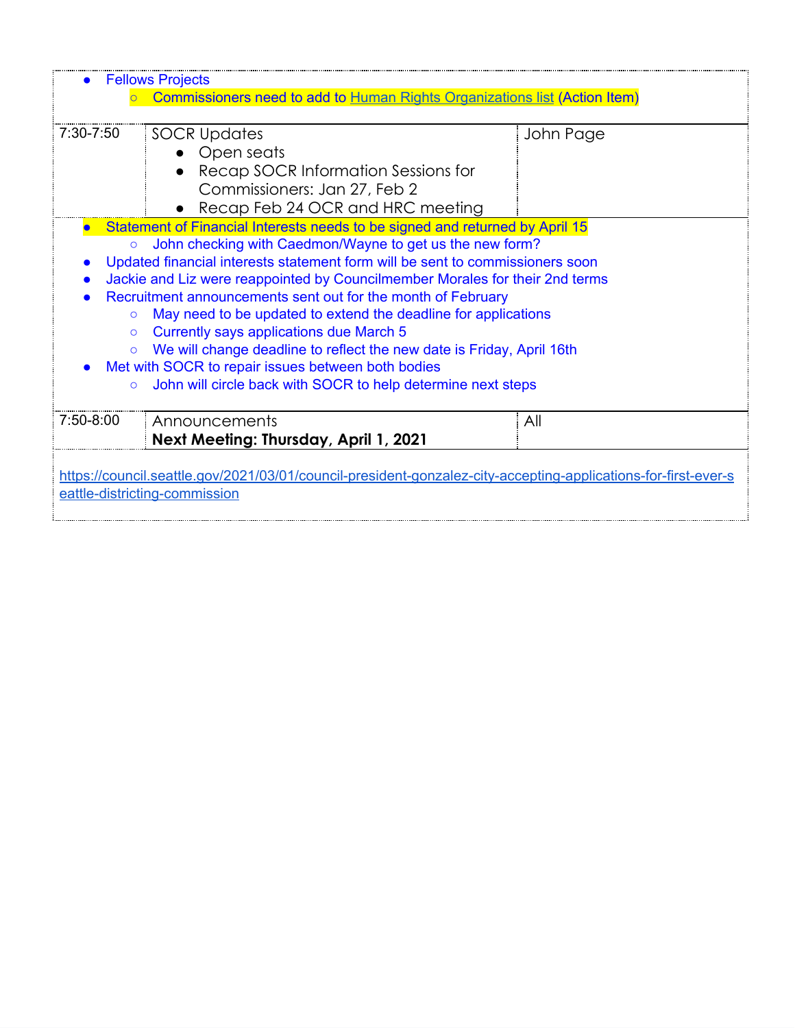- Fellows Projects
  - Commissioners need to add to Human Rights Organizations list (Action Item)

| | | |
|---|---|---|
| 7:30-7:50 | SOCR Updates<br>• Open seats<br>• Recap SOCR Information Sessions for Commissioners: Jan 27, Feb 2<br>• Recap Feb 24 OCR and HRC meeting | John Page |

- Statement of Financial Interests needs to be signed and returned by April 15
  - John checking with Caedmon/Wayne to get us the new form?
- Updated financial interests statement form will be sent to commissioners soon
- Jackie and Liz were reappointed by Councilmember Morales for their 2nd terms
- Recruitment announcements sent out for the month of February
  - May need to be updated to extend the deadline for applications
  - Currently says applications due March 5
  - We will change deadline to reflect the new date is Friday, April 16th
- Met with SOCR to repair issues between both bodies
  - John will circle back with SOCR to help determine next steps

| | | |
|---|---|---|
| 7:50-8:00 | Announcements<br>**Next Meeting: Thursday, April 1, 2021** | All |

https://council.seattle.gov/2021/03/01/council-president-gonzalez-city-accepting-applications-for-first-ever-seattle-districting-commission